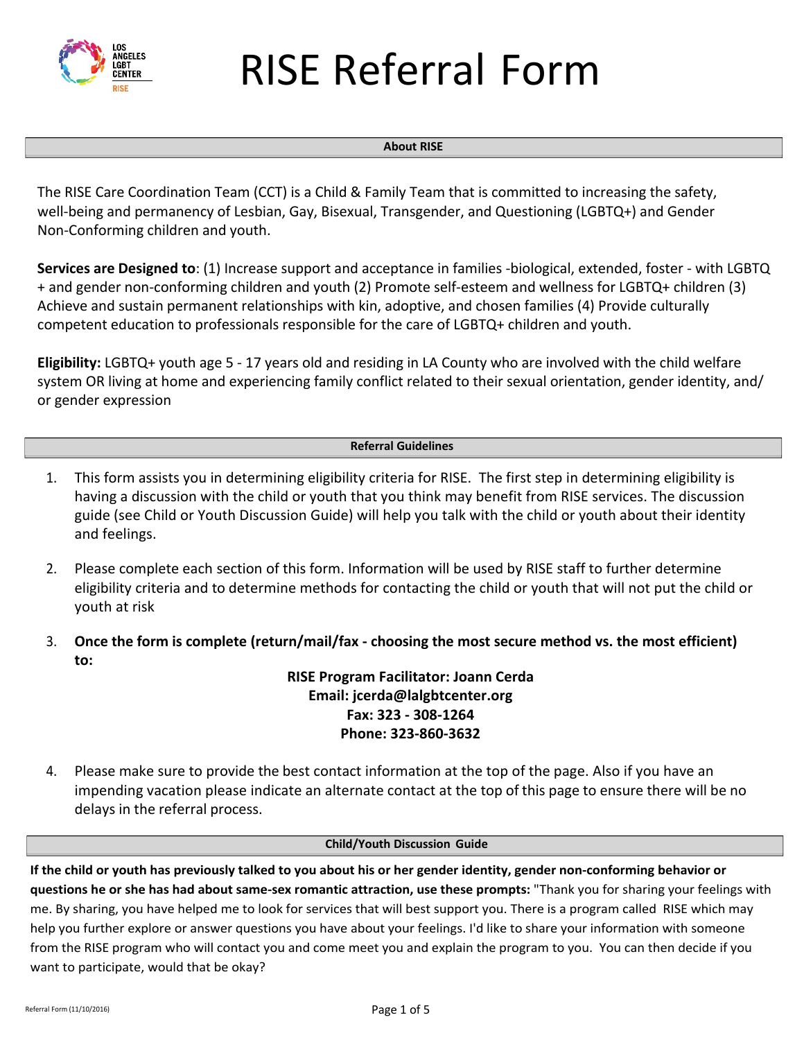# RISE Referral Form

## About RISE

The RISE Care Coordination Team (CCT) is a Child & Family Team that is committed to increasing the safety, well-being and permanency of Lesbian, Gay, Bisexual, Transgender, and Questioning (LGBTQ+) and Gender Non-Conforming children and youth.

**Services are Designed to**: (1) Increase support and acceptance in families -biological, extended, foster - with LGBTQ + and gender non-conforming children and youth (2) Promote self-esteem and wellness for LGBTQ+ children (3) Achieve and sustain permanent relationships with kin, adoptive, and chosen families (4) Provide culturally competent education to professionals responsible for the care of LGBTQ+ children and youth.

**Eligibility:** LGBTQ+ youth age 5 - 17 years old and residing in LA County who are involved with the child welfare system OR living at home and experiencing family conflict related to their sexual orientation, gender identity, and/ or gender expression

## Referral Guidelines

1. This form assists you in determining eligibility criteria for RISE. The first step in determining eligibility is having a discussion with the child or youth that you think may benefit from RISE services. The discussion guide (see Child or Youth Discussion Guide) will help you talk with the child or youth about their identity and feelings.
2. Please complete each section of this form. Information will be used by RISE staff to further determine eligibility criteria and to determine methods for contacting the child or youth that will not put the child or youth at risk
3. **Once the form is complete (return/mail/fax - choosing the most secure method vs. the most efficient) to:**

   **RISE Program Facilitator: Joann Cerda**
   **Email: jcerda@lalgbtcenter.org**
   **Fax: 323 - 308-1264**
   **Phone: 323-860-3632**

4. Please make sure to provide the best contact information at the top of the page. Also if you have an impending vacation please indicate an alternate contact at the top of this page to ensure there will be no delays in the referral process.

## Child/Youth Discussion Guide

**If the child or youth has previously talked to you about his or her gender identity, gender non-conforming behavior or questions he or she has had about same-sex romantic attraction, use these prompts:** "Thank you for sharing your feelings with me. By sharing, you have helped me to look for services that will best support you. There is a program called RISE which may help you further explore or answer questions you have about your feelings. I'd like to share your information with someone from the RISE program who will contact you and come meet you and explain the program to you. You can then decide if you want to participate, would that be okay?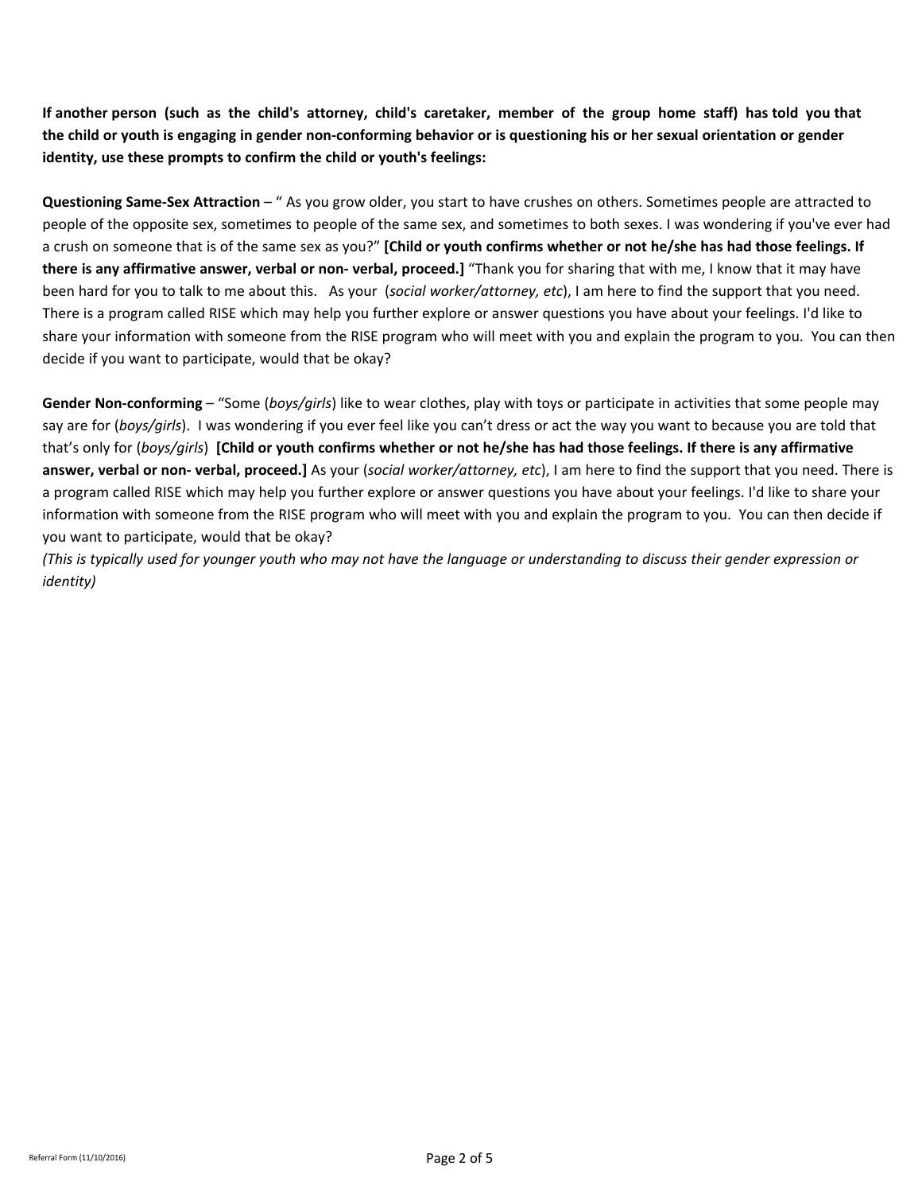**If another person (such as the child's attorney, child's caretaker, member of the group home staff) has told you that the child or youth is engaging in gender non-conforming behavior or is questioning his or her sexual orientation or gender identity, use these prompts to confirm the child or youth's feelings:**

**Questioning Same-Sex Attraction** – " As you grow older, you start to have crushes on others. Sometimes people are attracted to people of the opposite sex, sometimes to people of the same sex, and sometimes to both sexes. I was wondering if you've ever had a crush on someone that is of the same sex as you?" **[Child or youth confirms whether or not he/she has had those feelings. If there is any affirmative answer, verbal or non- verbal, proceed.]** "Thank you for sharing that with me, I know that it may have been hard for you to talk to me about this. As your (*social worker/attorney, etc*), I am here to find the support that you need. There is a program called RISE which may help you further explore or answer questions you have about your feelings. I'd like to share your information with someone from the RISE program who will meet with you and explain the program to you. You can then decide if you want to participate, would that be okay?

**Gender Non-conforming** – "Some (*boys/girls*) like to wear clothes, play with toys or participate in activities that some people may say are for (*boys/girls*). I was wondering if you ever feel like you can't dress or act the way you want to because you are told that that's only for (*boys/girls*) **[Child or youth confirms whether or not he/she has had those feelings. If there is any affirmative answer, verbal or non- verbal, proceed.]** As your (*social worker/attorney, etc*), I am here to find the support that you need. There is a program called RISE which may help you further explore or answer questions you have about your feelings. I'd like to share your information with someone from the RISE program who will meet with you and explain the program to you. You can then decide if you want to participate, would that be okay?
*(This is typically used for younger youth who may not have the language or understanding to discuss their gender expression or identity)*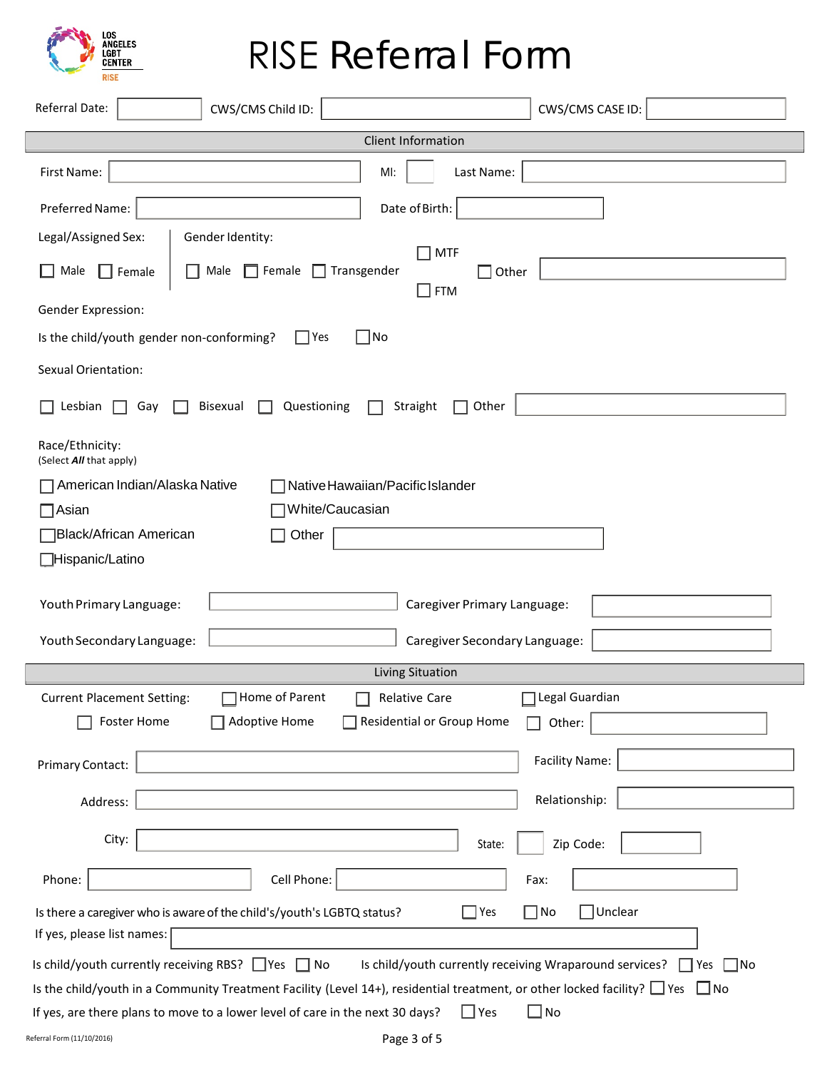LOS ANGELES LGBT CENTER
RISE

# RISE Referral Form

Referral Date: ______ CWS/CMS Child ID: ______ CWS/CMS CASE ID: ______

## Client Information

First Name: ______ MI: ______ Last Name: ______

Preferred Name: ______ Date of Birth: ______

Legal/Assigned Sex:

☐ Male ☐ Female

Gender Identity:

☐ Male ☐ Female ☐ Transgender ☐ MTF ☐ FTM ☐ Other ______

Gender Expression:

Is the child/youth gender non-conforming? ☐ Yes ☐ No

Sexual Orientation:

☐ Lesbian ☐ Gay ☐ Bisexual ☐ Questioning ☐ Straight ☐ Other ______

Race/Ethnicity:
(Select ***All*** that apply)

☐ American Indian/Alaska Native
☐ Asian
☐ Black/African American
☐ Hispanic/Latino
☐ Native Hawaiian/Pacific Islander
☐ White/Caucasian
☐ Other ______

Youth Primary Language: ______ Caregiver Primary Language: ______

Youth Secondary Language: ______ Caregiver Secondary Language: ______

## Living Situation

Current Placement Setting: ☐ Home of Parent ☐ Relative Care ☐ Legal Guardian ☐ Foster Home ☐ Adoptive Home ☐ Residential or Group Home ☐ Other: ______

Primary Contact: ______ Facility Name: ______

Address: ______ Relationship: ______

City: ______ State: ______ Zip Code: ______

Phone: ______ Cell Phone: ______ Fax: ______

Is there a caregiver who is aware of the child's/youth's LGBTQ status? ☐ Yes ☐ No ☐ Unclear

If yes, please list names: ______

Is child/youth currently receiving RBS? ☐ Yes ☐ No Is child/youth currently receiving Wraparound services? ☐ Yes ☐ No

Is the child/youth in a Community Treatment Facility (Level 14+), residential treatment, or other locked facility? ☐ Yes ☐ No

If yes, are there plans to move to a lower level of care in the next 30 days? ☐ Yes ☐ No

Referral Form (11/10/2016)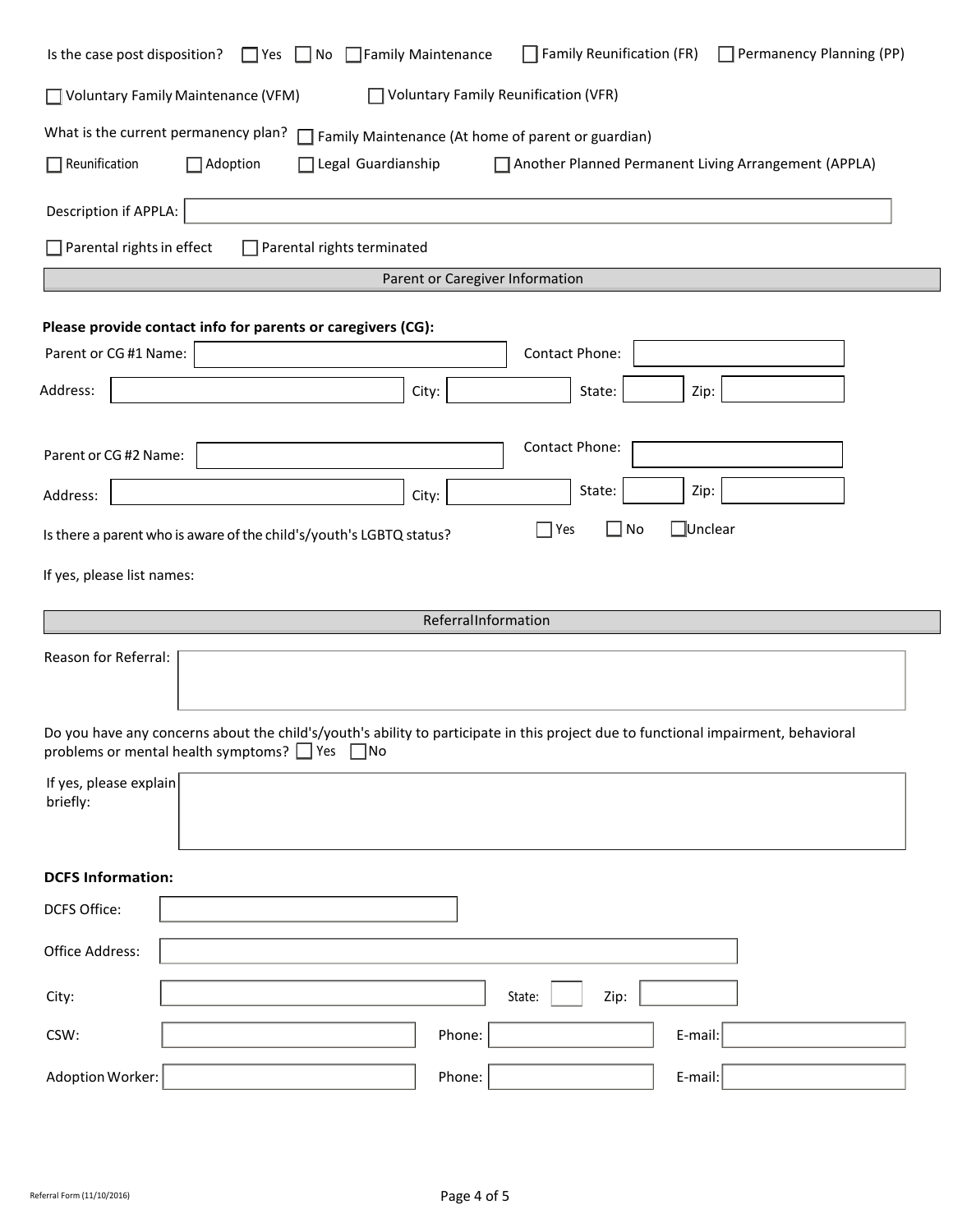Is the case post disposition? ☐ Yes ☐ No ☐ Family Maintenance ☐ Family Reunification (FR) ☐ Permanency Planning (PP)

☐ Voluntary Family Maintenance (VFM) ☐ Voluntary Family Reunification (VFR)

What is the current permanency plan? ☐ Family Maintenance (At home of parent or guardian)

☐ Reunification ☐ Adoption ☐ Legal Guardianship ☐ Another Planned Permanent Living Arrangement (APPLA)

Description if APPLA: ______________________

☐ Parental rights in effect ☐ Parental rights terminated

## Parent or Caregiver Information

**Please provide contact info for parents or caregivers (CG):**

Parent or CG #1 Name: ______________________ Contact Phone: ______________________

Address: ______________________ City: ____________ State: ______ Zip: ____________

Parent or CG #2 Name: ______________________ Contact Phone: ______________________

Address: ______________________ City: ____________ State: ______ Zip: ____________

Is there a parent who is aware of the child's/youth's LGBTQ status? ☐ Yes ☐ No ☐ Unclear

If yes, please list names:

## Referral Information

Reason for Referral: ______________________

Do you have any concerns about the child's/youth's ability to participate in this project due to functional impairment, behavioral problems or mental health symptoms? ☐ Yes ☐ No

If yes, please explain briefly: ______________________

**DCFS Information:**

DCFS Office: ______________________

Office Address: ______________________

City: ______________________ State: ______ Zip: ____________

CSW: ______________________ Phone: ______________________ E-mail: ______________________

Adoption Worker: ______________________ Phone: ______________________ E-mail: ______________________

Referral Form (11/10/2016)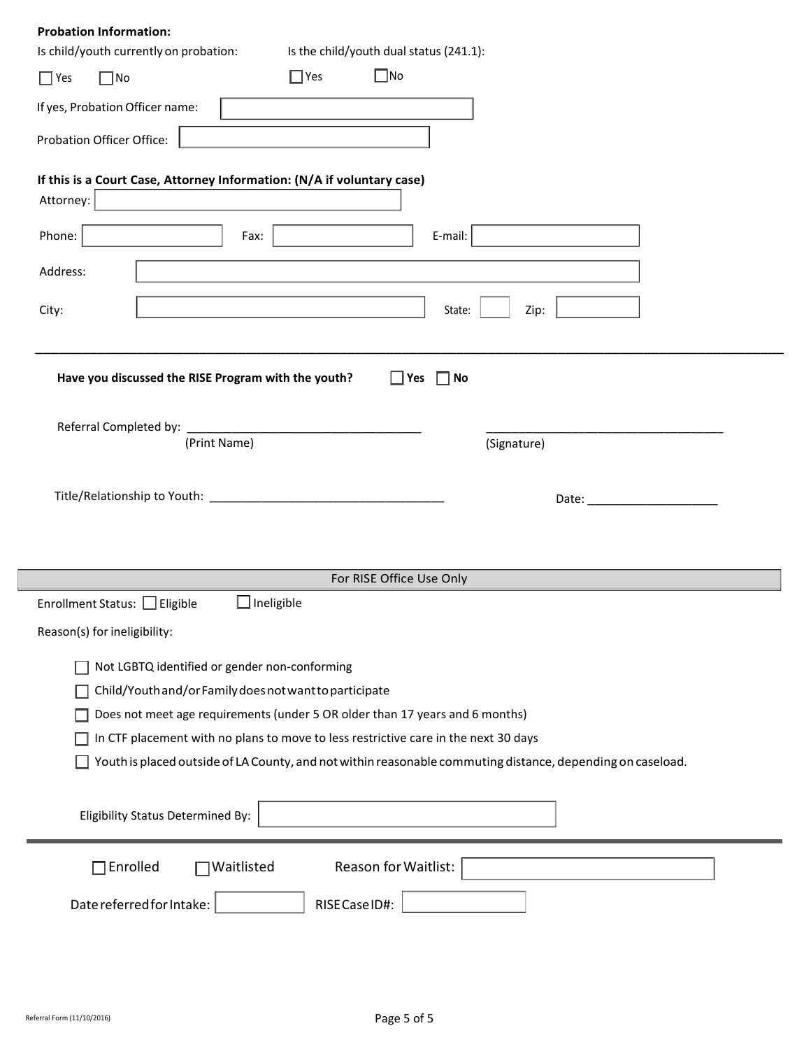**Probation Information:**

Is child/youth currently on probation: ☐ Yes ☐ No

Is the child/youth dual status (241.1): ☐ Yes ☐ No

If yes, Probation Officer name:

Probation Officer Office:

**If this is a Court Case, Attorney Information: (N/A if voluntary case)**

Attorney:

Phone: Fax: E-mail:

Address:

City: State: Zip:

---

**Have you discussed the RISE Program with the youth?** ☐ **Yes** ☐ **No**

Referral Completed by: ___________________________________ (Print Name) ___________________________________ (Signature)

Title/Relationship to Youth: ___________________________________ Date: ___________________

For RISE Office Use Only

Enrollment Status: ☐ Eligible ☐ Ineligible

Reason(s) for ineligibility:

- ☐ Not LGBTQ identified or gender non-conforming
- ☐ Child/Youth and/or Family does not want to participate
- ☐ Does not meet age requirements (under 5 OR older than 17 years and 6 months)
- ☐ In CTF placement with no plans to move to less restrictive care in the next 30 days
- ☐ Youth is placed outside of LA County, and not within reasonable commuting distance, depending on caseload.

Eligibility Status Determined By:

---

☐ Enrolled ☐ Waitlisted Reason for Waitlist:

Date referred for Intake: RISE Case ID#:

Referral Form (11/10/2016)